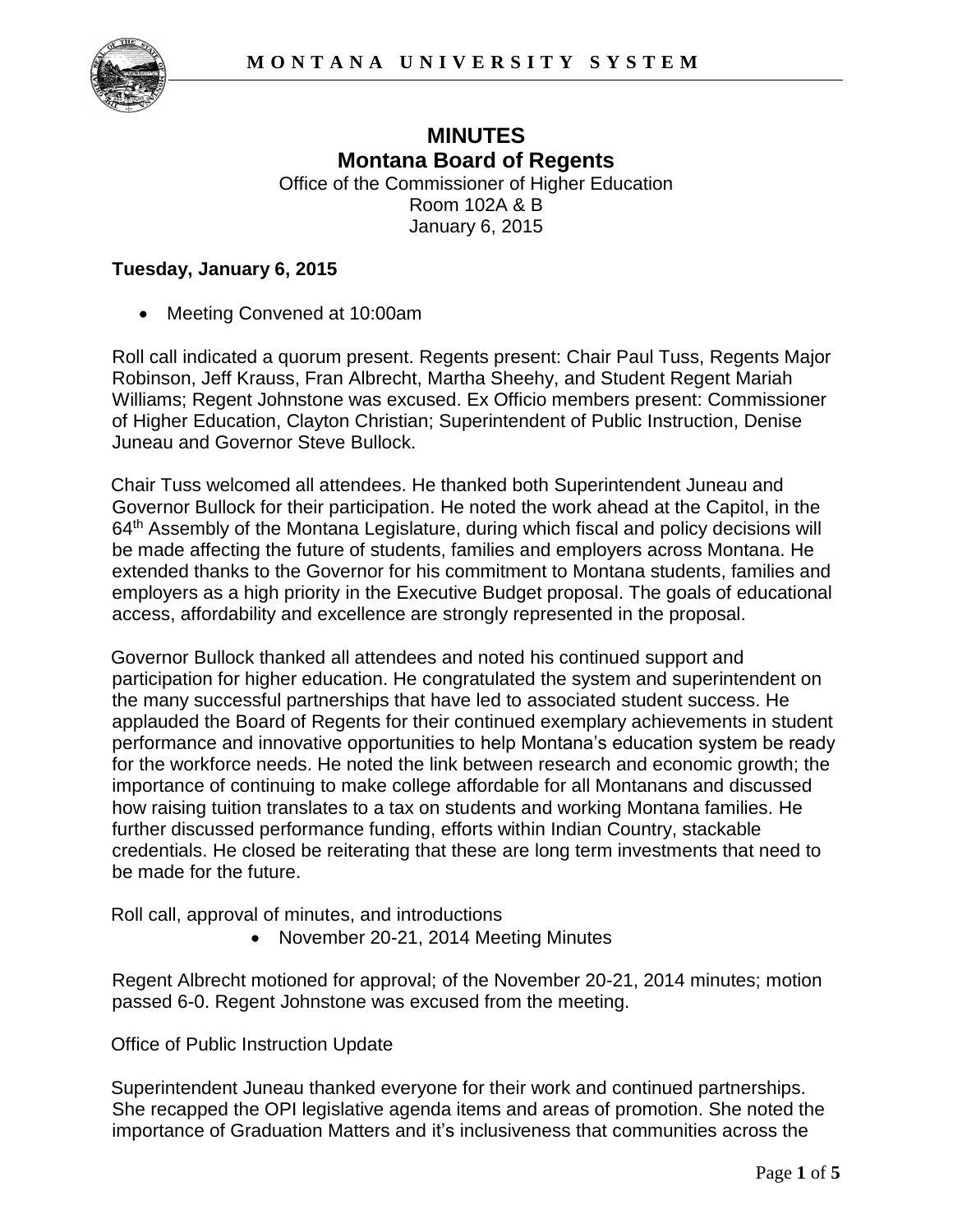# MINUTES
## Montana Board of Regents

Office of the Commissioner of Higher Education
Room 102A & B
January 6, 2015

**Tuesday, January 6, 2015**

- Meeting Convened at 10:00am

Roll call indicated a quorum present. Regents present: Chair Paul Tuss, Regents Major Robinson, Jeff Krauss, Fran Albrecht, Martha Sheehy, and Student Regent Mariah Williams; Regent Johnstone was excused. Ex Officio members present: Commissioner of Higher Education, Clayton Christian; Superintendent of Public Instruction, Denise Juneau and Governor Steve Bullock.

Chair Tuss welcomed all attendees. He thanked both Superintendent Juneau and Governor Bullock for their participation. He noted the work ahead at the Capitol, in the 64th Assembly of the Montana Legislature, during which fiscal and policy decisions will be made affecting the future of students, families and employers across Montana. He extended thanks to the Governor for his commitment to Montana students, families and employers as a high priority in the Executive Budget proposal. The goals of educational access, affordability and excellence are strongly represented in the proposal.

Governor Bullock thanked all attendees and noted his continued support and participation for higher education. He congratulated the system and superintendent on the many successful partnerships that have led to associated student success. He applauded the Board of Regents for their continued exemplary achievements in student performance and innovative opportunities to help Montana's education system be ready for the workforce needs. He noted the link between research and economic growth; the importance of continuing to make college affordable for all Montanans and discussed how raising tuition translates to a tax on students and working Montana families. He further discussed performance funding, efforts within Indian Country, stackable credentials. He closed be reiterating that these are long term investments that need to be made for the future.

Roll call, approval of minutes, and introductions

- November 20-21, 2014 Meeting Minutes

Regent Albrecht motioned for approval; of the November 20-21, 2014 minutes; motion passed 6-0. Regent Johnstone was excused from the meeting.

Office of Public Instruction Update

Superintendent Juneau thanked everyone for their work and continued partnerships. She recapped the OPI legislative agenda items and areas of promotion. She noted the importance of Graduation Matters and it's inclusiveness that communities across the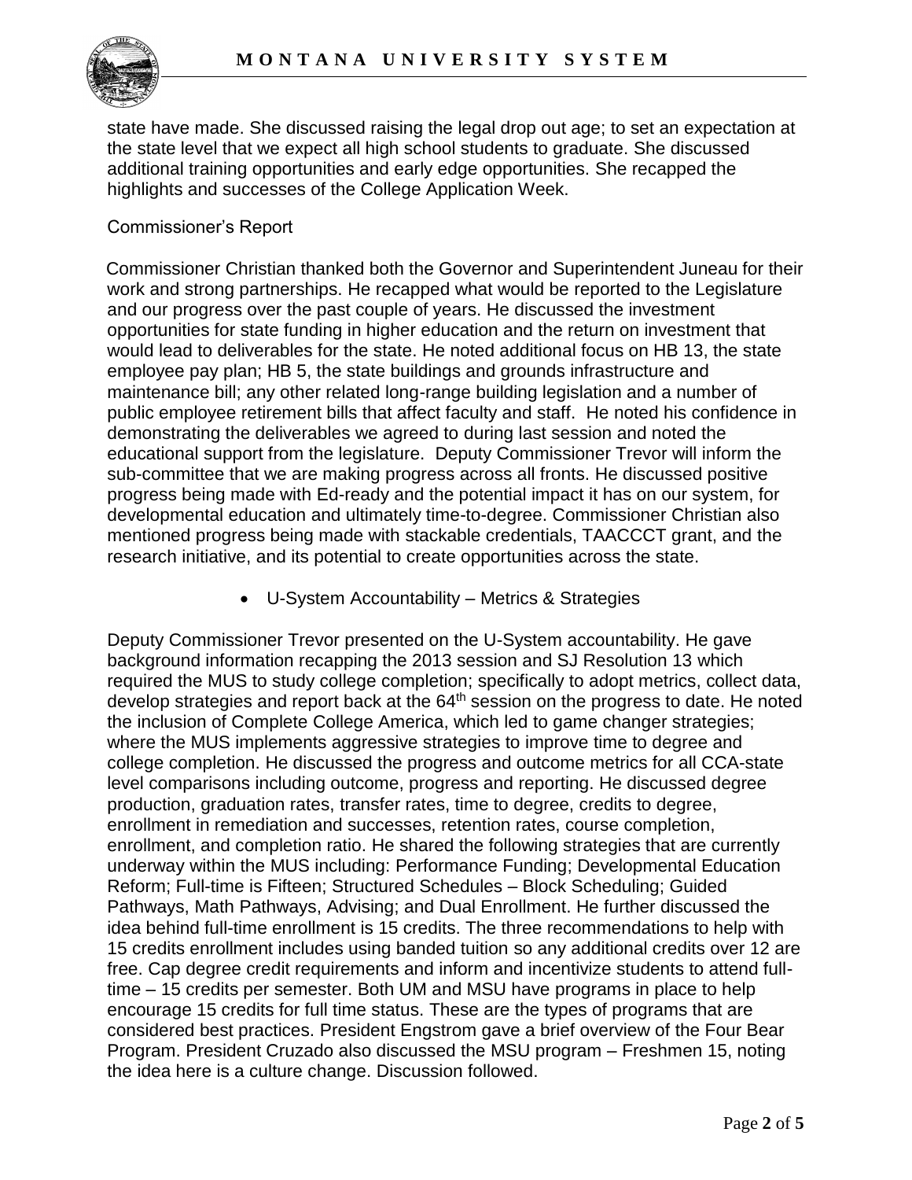state have made. She discussed raising the legal drop out age; to set an expectation at the state level that we expect all high school students to graduate. She discussed additional training opportunities and early edge opportunities. She recapped the highlights and successes of the College Application Week.

Commissioner's Report

Commissioner Christian thanked both the Governor and Superintendent Juneau for their work and strong partnerships. He recapped what would be reported to the Legislature and our progress over the past couple of years. He discussed the investment opportunities for state funding in higher education and the return on investment that would lead to deliverables for the state. He noted additional focus on HB 13, the state employee pay plan; HB 5, the state buildings and grounds infrastructure and maintenance bill; any other related long-range building legislation and a number of public employee retirement bills that affect faculty and staff. He noted his confidence in demonstrating the deliverables we agreed to during last session and noted the educational support from the legislature. Deputy Commissioner Trevor will inform the sub-committee that we are making progress across all fronts. He discussed positive progress being made with Ed-ready and the potential impact it has on our system, for developmental education and ultimately time-to-degree. Commissioner Christian also mentioned progress being made with stackable credentials, TAACCCT grant, and the research initiative, and its potential to create opportunities across the state.

- U-System Accountability – Metrics & Strategies

Deputy Commissioner Trevor presented on the U-System accountability. He gave background information recapping the 2013 session and SJ Resolution 13 which required the MUS to study college completion; specifically to adopt metrics, collect data, develop strategies and report back at the 64th session on the progress to date. He noted the inclusion of Complete College America, which led to game changer strategies; where the MUS implements aggressive strategies to improve time to degree and college completion. He discussed the progress and outcome metrics for all CCA-state level comparisons including outcome, progress and reporting. He discussed degree production, graduation rates, transfer rates, time to degree, credits to degree, enrollment in remediation and successes, retention rates, course completion, enrollment, and completion ratio. He shared the following strategies that are currently underway within the MUS including: Performance Funding; Developmental Education Reform; Full-time is Fifteen; Structured Schedules – Block Scheduling; Guided Pathways, Math Pathways, Advising; and Dual Enrollment. He further discussed the idea behind full-time enrollment is 15 credits. The three recommendations to help with 15 credits enrollment includes using banded tuition so any additional credits over 12 are free. Cap degree credit requirements and inform and incentivize students to attend full-time – 15 credits per semester. Both UM and MSU have programs in place to help encourage 15 credits for full time status. These are the types of programs that are considered best practices. President Engstrom gave a brief overview of the Four Bear Program. President Cruzado also discussed the MSU program – Freshmen 15, noting the idea here is a culture change. Discussion followed.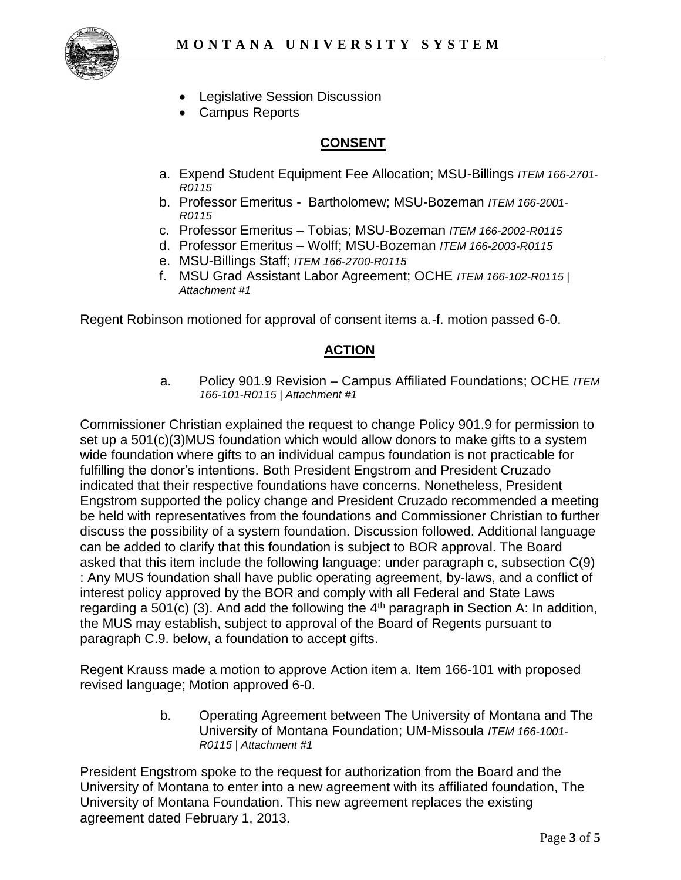- Legislative Session Discussion
- Campus Reports

## CONSENT

a. Expend Student Equipment Fee Allocation; MSU-Billings *ITEM 166-2701-R0115*
b. Professor Emeritus - Bartholomew; MSU-Bozeman *ITEM 166-2001-R0115*
c. Professor Emeritus – Tobias; MSU-Bozeman *ITEM 166-2002-R0115*
d. Professor Emeritus – Wolff; MSU-Bozeman *ITEM 166-2003-R0115*
e. MSU-Billings Staff; *ITEM 166-2700-R0115*
f. MSU Grad Assistant Labor Agreement; OCHE *ITEM 166-102-R0115 | Attachment #1*

Regent Robinson motioned for approval of consent items a.-f. motion passed 6-0.

## ACTION

a. Policy 901.9 Revision – Campus Affiliated Foundations; OCHE *ITEM 166-101-R0115 | Attachment #1*

Commissioner Christian explained the request to change Policy 901.9 for permission to set up a 501(c)(3)MUS foundation which would allow donors to make gifts to a system wide foundation where gifts to an individual campus foundation is not practicable for fulfilling the donor's intentions. Both President Engstrom and President Cruzado indicated that their respective foundations have concerns. Nonetheless, President Engstrom supported the policy change and President Cruzado recommended a meeting be held with representatives from the foundations and Commissioner Christian to further discuss the possibility of a system foundation. Discussion followed. Additional language can be added to clarify that this foundation is subject to BOR approval. The Board asked that this item include the following language: under paragraph c, subsection C(9) : Any MUS foundation shall have public operating agreement, by-laws, and a conflict of interest policy approved by the BOR and comply with all Federal and State Laws regarding a 501(c) (3). And add the following the 4th paragraph in Section A: In addition, the MUS may establish, subject to approval of the Board of Regents pursuant to paragraph C.9. below, a foundation to accept gifts.

Regent Krauss made a motion to approve Action item a. Item 166-101 with proposed revised language; Motion approved 6-0.

b. Operating Agreement between The University of Montana and The University of Montana Foundation; UM-Missoula *ITEM 166-1001-R0115 | Attachment #1*

President Engstrom spoke to the request for authorization from the Board and the University of Montana to enter into a new agreement with its affiliated foundation, The University of Montana Foundation. This new agreement replaces the existing agreement dated February 1, 2013.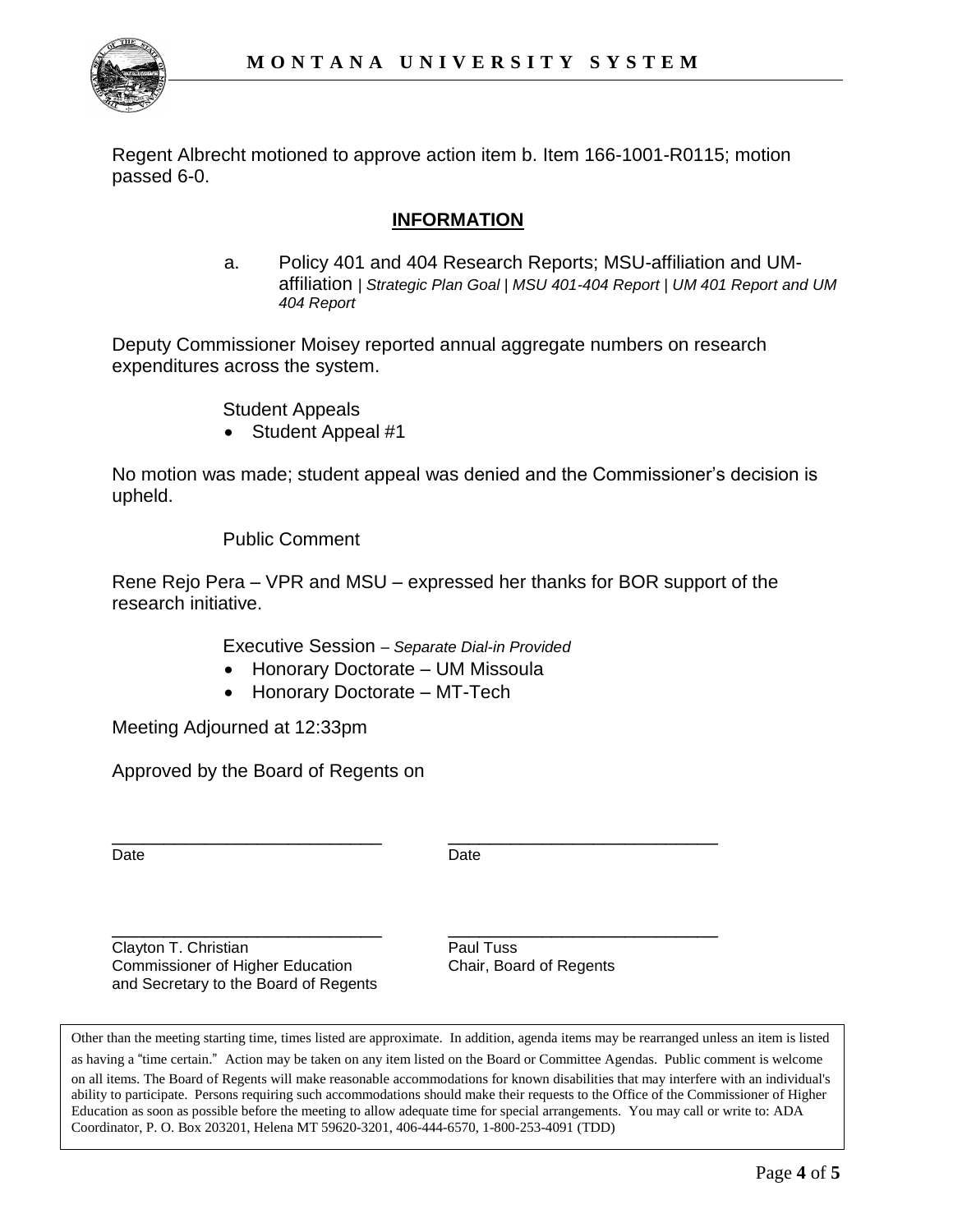Regent Albrecht motioned to approve action item b. Item 166-1001-R0115; motion passed 6-0.

## INFORMATION

a. Policy 401 and 404 Research Reports; MSU-affiliation and UM-affiliation | *Strategic Plan Goal | MSU 401-404 Report | UM 401 Report and UM 404 Report*

Deputy Commissioner Moisey reported annual aggregate numbers on research expenditures across the system.

Student Appeals

- Student Appeal #1

No motion was made; student appeal was denied and the Commissioner's decision is upheld.

Public Comment

Rene Rejo Pera – VPR and MSU – expressed her thanks for BOR support of the research initiative.

Executive Session – *Separate Dial-in Provided*

- Honorary Doctorate – UM Missoula
- Honorary Doctorate – MT-Tech

Meeting Adjourned at 12:33pm

Approved by the Board of Regents on

| | |
|---|---|
| \_\_\_\_\_\_\_\_\_\_\_\_\_\_\_\_\_\_\_\_\_\_\_\_\_\_\_\_ | \_\_\_\_\_\_\_\_\_\_\_\_\_\_\_\_\_\_\_\_\_\_\_\_\_\_\_\_ |
| Date | Date |
| \_\_\_\_\_\_\_\_\_\_\_\_\_\_\_\_\_\_\_\_\_\_\_\_\_\_\_\_ | \_\_\_\_\_\_\_\_\_\_\_\_\_\_\_\_\_\_\_\_\_\_\_\_\_\_\_\_ |
| Clayton T. Christian<br>Commissioner of Higher Education<br>and Secretary to the Board of Regents | Paul Tuss<br>Chair, Board of Regents |

Other than the meeting starting time, times listed are approximate. In addition, agenda items may be rearranged unless an item is listed as having a "time certain." Action may be taken on any item listed on the Board or Committee Agendas. Public comment is welcome on all items. The Board of Regents will make reasonable accommodations for known disabilities that may interfere with an individual's ability to participate. Persons requiring such accommodations should make their requests to the Office of the Commissioner of Higher Education as soon as possible before the meeting to allow adequate time for special arrangements. You may call or write to: ADA Coordinator, P. O. Box 203201, Helena MT 59620-3201, 406-444-6570, 1-800-253-4091 (TDD)